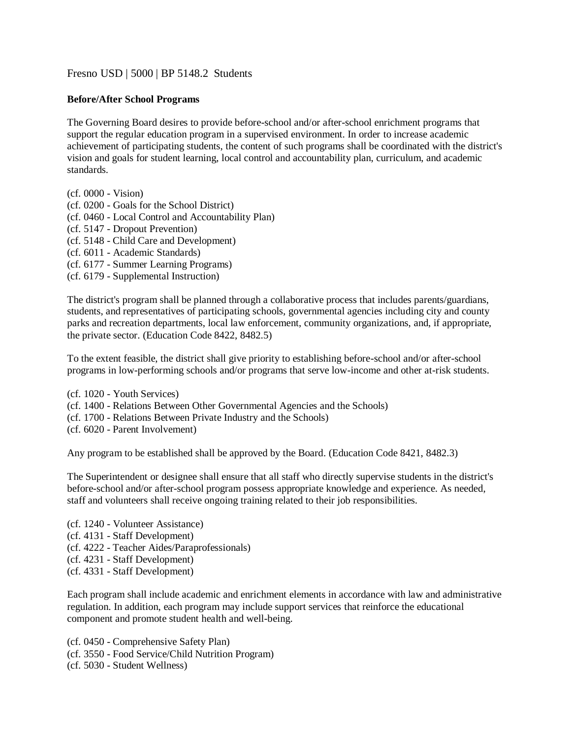Fresno USD | 5000 | BP 5148.2 Students

**Before/After School Programs**

The Governing Board desires to provide before-school and/or after-school enrichment programs that support the regular education program in a supervised environment. In order to increase academic achievement of participating students, the content of such programs shall be coordinated with the district's vision and goals for student learning, local control and accountability plan, curriculum, and academic standards.

(cf. 0000 - Vision)
(cf. 0200 - Goals for the School District)
(cf. 0460 - Local Control and Accountability Plan)
(cf. 5147 - Dropout Prevention)
(cf. 5148 - Child Care and Development)
(cf. 6011 - Academic Standards)
(cf. 6177 - Summer Learning Programs)
(cf. 6179 - Supplemental Instruction)

The district's program shall be planned through a collaborative process that includes parents/guardians, students, and representatives of participating schools, governmental agencies including city and county parks and recreation departments, local law enforcement, community organizations, and, if appropriate, the private sector. (Education Code 8422, 8482.5)

To the extent feasible, the district shall give priority to establishing before-school and/or after-school programs in low-performing schools and/or programs that serve low-income and other at-risk students.

(cf. 1020 - Youth Services)
(cf. 1400 - Relations Between Other Governmental Agencies and the Schools)
(cf. 1700 - Relations Between Private Industry and the Schools)
(cf. 6020 - Parent Involvement)

Any program to be established shall be approved by the Board. (Education Code 8421, 8482.3)

The Superintendent or designee shall ensure that all staff who directly supervise students in the district's before-school and/or after-school program possess appropriate knowledge and experience. As needed, staff and volunteers shall receive ongoing training related to their job responsibilities.

(cf. 1240 - Volunteer Assistance)
(cf. 4131 - Staff Development)
(cf. 4222 - Teacher Aides/Paraprofessionals)
(cf. 4231 - Staff Development)
(cf. 4331 - Staff Development)

Each program shall include academic and enrichment elements in accordance with law and administrative regulation. In addition, each program may include support services that reinforce the educational component and promote student health and well-being.

(cf. 0450 - Comprehensive Safety Plan)
(cf. 3550 - Food Service/Child Nutrition Program)
(cf. 5030 - Student Wellness)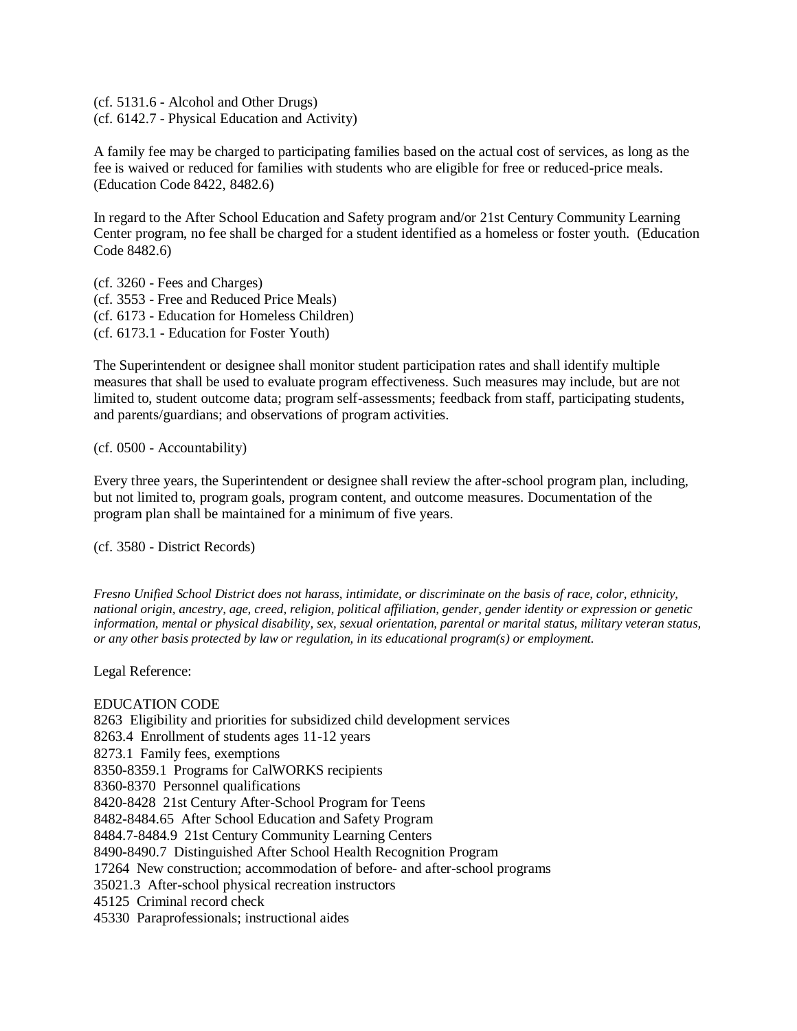(cf. 5131.6 - Alcohol and Other Drugs)
(cf. 6142.7 - Physical Education and Activity)

A family fee may be charged to participating families based on the actual cost of services, as long as the fee is waived or reduced for families with students who are eligible for free or reduced-price meals. (Education Code 8422, 8482.6)

In regard to the After School Education and Safety program and/or 21st Century Community Learning Center program, no fee shall be charged for a student identified as a homeless or foster youth. (Education Code 8482.6)

(cf. 3260 - Fees and Charges)
(cf. 3553 - Free and Reduced Price Meals)
(cf. 6173 - Education for Homeless Children)
(cf. 6173.1 - Education for Foster Youth)

The Superintendent or designee shall monitor student participation rates and shall identify multiple measures that shall be used to evaluate program effectiveness. Such measures may include, but are not limited to, student outcome data; program self-assessments; feedback from staff, participating students, and parents/guardians; and observations of program activities.

(cf. 0500 - Accountability)

Every three years, the Superintendent or designee shall review the after-school program plan, including, but not limited to, program goals, program content, and outcome measures. Documentation of the program plan shall be maintained for a minimum of five years.

(cf. 3580 - District Records)

*Fresno Unified School District does not harass, intimidate, or discriminate on the basis of race, color, ethnicity, national origin, ancestry, age, creed, religion, political affiliation, gender, gender identity or expression or genetic information, mental or physical disability, sex, sexual orientation, parental or marital status, military veteran status, or any other basis protected by law or regulation, in its educational program(s) or employment.*

Legal Reference:

EDUCATION CODE
8263 Eligibility and priorities for subsidized child development services
8263.4 Enrollment of students ages 11-12 years
8273.1 Family fees, exemptions
8350-8359.1 Programs for CalWORKS recipients
8360-8370 Personnel qualifications
8420-8428 21st Century After-School Program for Teens
8482-8484.65 After School Education and Safety Program
8484.7-8484.9 21st Century Community Learning Centers
8490-8490.7 Distinguished After School Health Recognition Program
17264 New construction; accommodation of before- and after-school programs
35021.3 After-school physical recreation instructors
45125 Criminal record check
45330 Paraprofessionals; instructional aides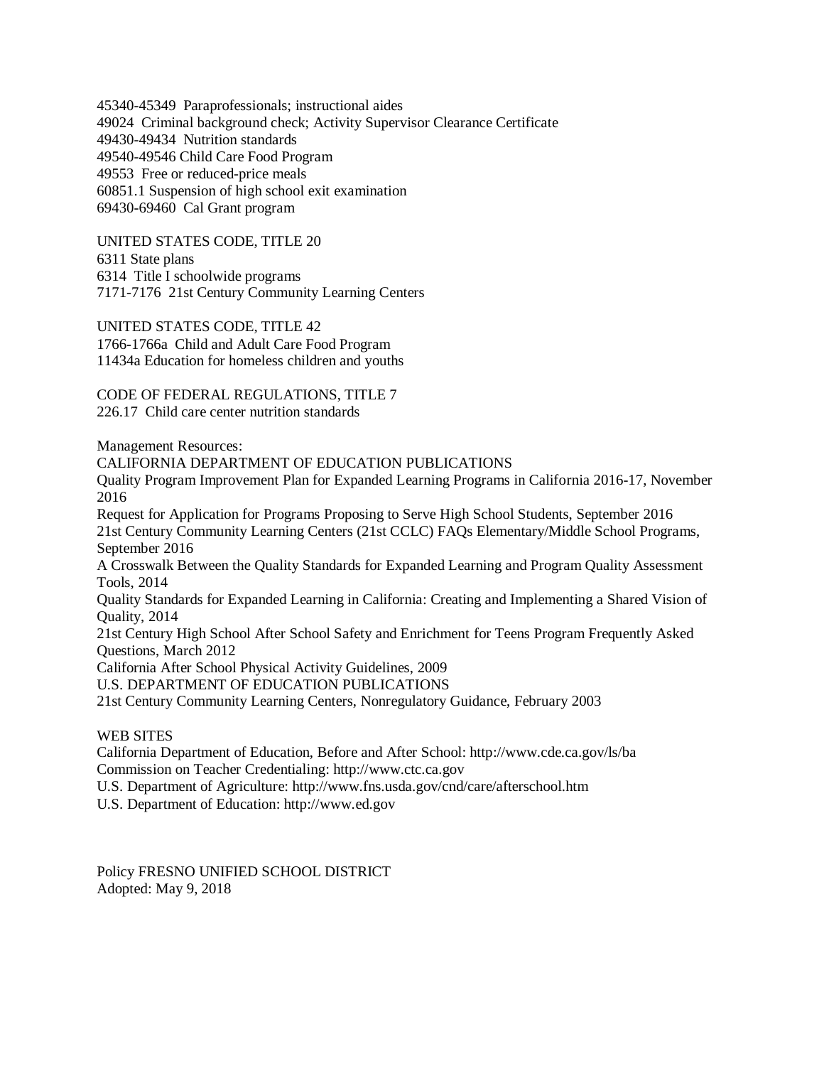45340-45349 Paraprofessionals; instructional aides
49024 Criminal background check; Activity Supervisor Clearance Certificate
49430-49434 Nutrition standards
49540-49546 Child Care Food Program
49553 Free or reduced-price meals
60851.1 Suspension of high school exit examination
69430-69460 Cal Grant program

UNITED STATES CODE, TITLE 20
6311 State plans
6314 Title I schoolwide programs
7171-7176 21st Century Community Learning Centers

UNITED STATES CODE, TITLE 42
1766-1766a Child and Adult Care Food Program
11434a Education for homeless children and youths

CODE OF FEDERAL REGULATIONS, TITLE 7
226.17 Child care center nutrition standards

Management Resources:
CALIFORNIA DEPARTMENT OF EDUCATION PUBLICATIONS
Quality Program Improvement Plan for Expanded Learning Programs in California 2016-17, November 2016
Request for Application for Programs Proposing to Serve High School Students, September 2016
21st Century Community Learning Centers (21st CCLC) FAQs Elementary/Middle School Programs, September 2016
A Crosswalk Between the Quality Standards for Expanded Learning and Program Quality Assessment Tools, 2014
Quality Standards for Expanded Learning in California: Creating and Implementing a Shared Vision of Quality, 2014
21st Century High School After School Safety and Enrichment for Teens Program Frequently Asked Questions, March 2012
California After School Physical Activity Guidelines, 2009
U.S. DEPARTMENT OF EDUCATION PUBLICATIONS
21st Century Community Learning Centers, Nonregulatory Guidance, February 2003

WEB SITES
California Department of Education, Before and After School: http://www.cde.ca.gov/ls/ba
Commission on Teacher Credentialing: http://www.ctc.ca.gov
U.S. Department of Agriculture: http://www.fns.usda.gov/cnd/care/afterschool.htm
U.S. Department of Education: http://www.ed.gov

Policy FRESNO UNIFIED SCHOOL DISTRICT
Adopted: May 9, 2018